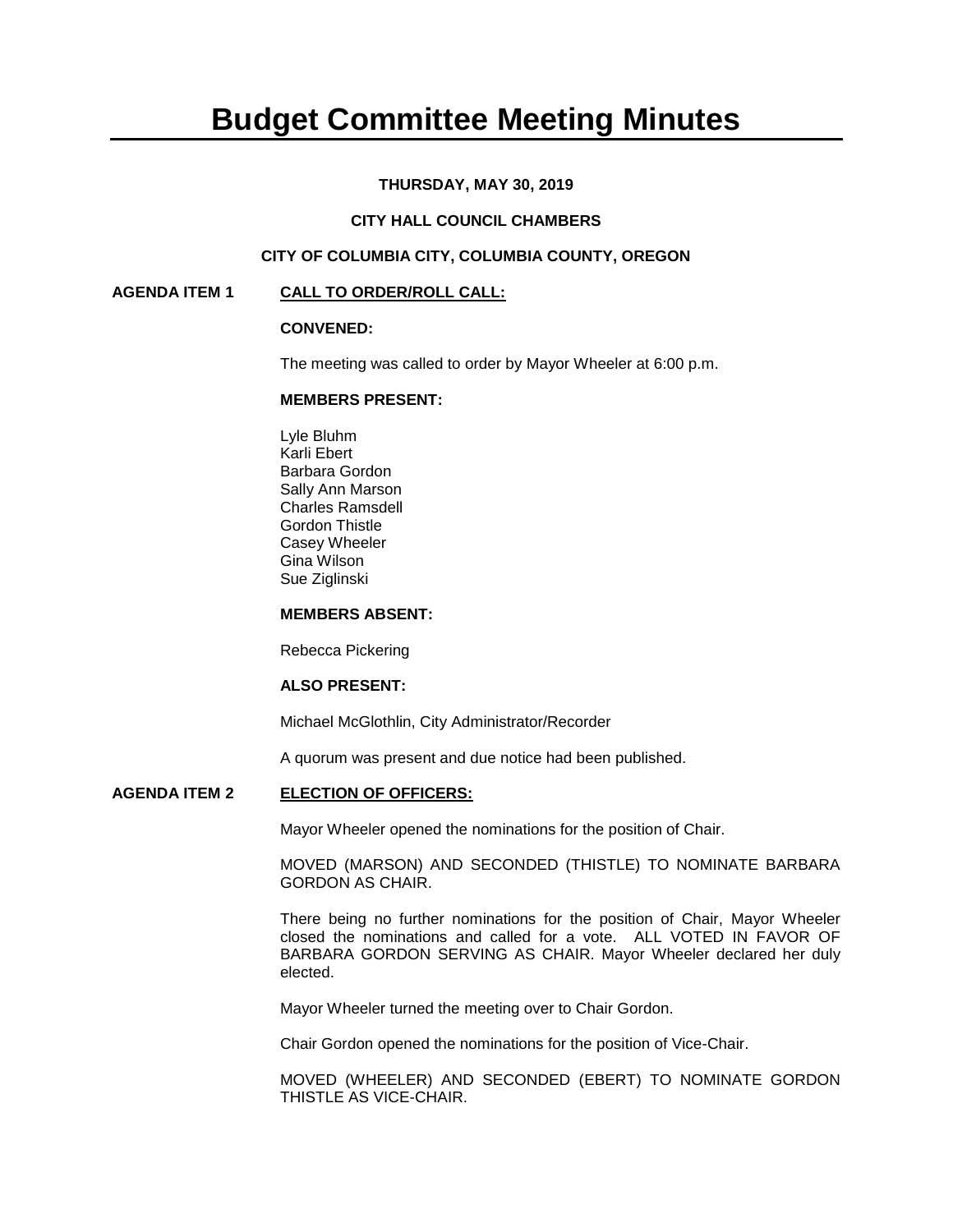# Budget Committee Meeting Minutes

**THURSDAY, MAY 30, 2019**

**CITY HALL COUNCIL CHAMBERS**

**CITY OF COLUMBIA CITY, COLUMBIA COUNTY, OREGON**

## AGENDA ITEM 1 CALL TO ORDER/ROLL CALL:

**CONVENED:**

The meeting was called to order by Mayor Wheeler at 6:00 p.m.

**MEMBERS PRESENT:**

Lyle Bluhm
Karli Ebert
Barbara Gordon
Sally Ann Marson
Charles Ramsdell
Gordon Thistle
Casey Wheeler
Gina Wilson
Sue Ziglinski

**MEMBERS ABSENT:**

Rebecca Pickering

**ALSO PRESENT:**

Michael McGlothlin, City Administrator/Recorder

A quorum was present and due notice had been published.

## AGENDA ITEM 2 ELECTION OF OFFICERS:

Mayor Wheeler opened the nominations for the position of Chair.

MOVED (MARSON) AND SECONDED (THISTLE) TO NOMINATE BARBARA GORDON AS CHAIR.

There being no further nominations for the position of Chair, Mayor Wheeler closed the nominations and called for a vote. ALL VOTED IN FAVOR OF BARBARA GORDON SERVING AS CHAIR. Mayor Wheeler declared her duly elected.

Mayor Wheeler turned the meeting over to Chair Gordon.

Chair Gordon opened the nominations for the position of Vice-Chair.

MOVED (WHEELER) AND SECONDED (EBERT) TO NOMINATE GORDON THISTLE AS VICE-CHAIR.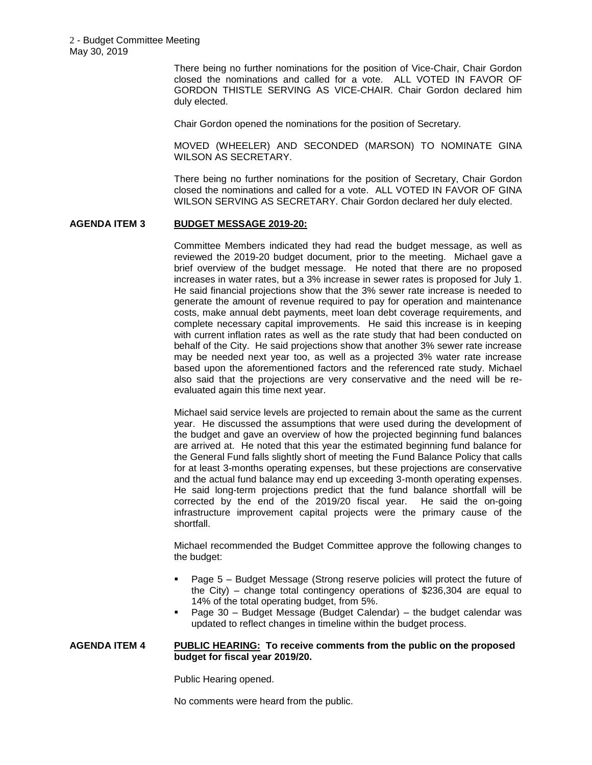There being no further nominations for the position of Vice-Chair, Chair Gordon closed the nominations and called for a vote. ALL VOTED IN FAVOR OF GORDON THISTLE SERVING AS VICE-CHAIR. Chair Gordon declared him duly elected.

Chair Gordon opened the nominations for the position of Secretary.

MOVED (WHEELER) AND SECONDED (MARSON) TO NOMINATE GINA WILSON AS SECRETARY.

There being no further nominations for the position of Secretary, Chair Gordon closed the nominations and called for a vote. ALL VOTED IN FAVOR OF GINA WILSON SERVING AS SECRETARY. Chair Gordon declared her duly elected.

**AGENDA ITEM 3** **BUDGET MESSAGE 2019-20:**

Committee Members indicated they had read the budget message, as well as reviewed the 2019-20 budget document, prior to the meeting. Michael gave a brief overview of the budget message. He noted that there are no proposed increases in water rates, but a 3% increase in sewer rates is proposed for July 1. He said financial projections show that the 3% sewer rate increase is needed to generate the amount of revenue required to pay for operation and maintenance costs, make annual debt payments, meet loan debt coverage requirements, and complete necessary capital improvements. He said this increase is in keeping with current inflation rates as well as the rate study that had been conducted on behalf of the City. He said projections show that another 3% sewer rate increase may be needed next year too, as well as a projected 3% water rate increase based upon the aforementioned factors and the referenced rate study. Michael also said that the projections are very conservative and the need will be re-evaluated again this time next year.

Michael said service levels are projected to remain about the same as the current year. He discussed the assumptions that were used during the development of the budget and gave an overview of how the projected beginning fund balances are arrived at. He noted that this year the estimated beginning fund balance for the General Fund falls slightly short of meeting the Fund Balance Policy that calls for at least 3-months operating expenses, but these projections are conservative and the actual fund balance may end up exceeding 3-month operating expenses. He said long-term projections predict that the fund balance shortfall will be corrected by the end of the 2019/20 fiscal year. He said the on-going infrastructure improvement capital projects were the primary cause of the shortfall.

Michael recommended the Budget Committee approve the following changes to the budget:

- Page 5 – Budget Message (Strong reserve policies will protect the future of the City) – change total contingency operations of $236,304 are equal to 14% of the total operating budget, from 5%.
- Page 30 – Budget Message (Budget Calendar) – the budget calendar was updated to reflect changes in timeline within the budget process.

**AGENDA ITEM 4** **PUBLIC HEARING: To receive comments from the public on the proposed budget for fiscal year 2019/20.**

Public Hearing opened.

No comments were heard from the public.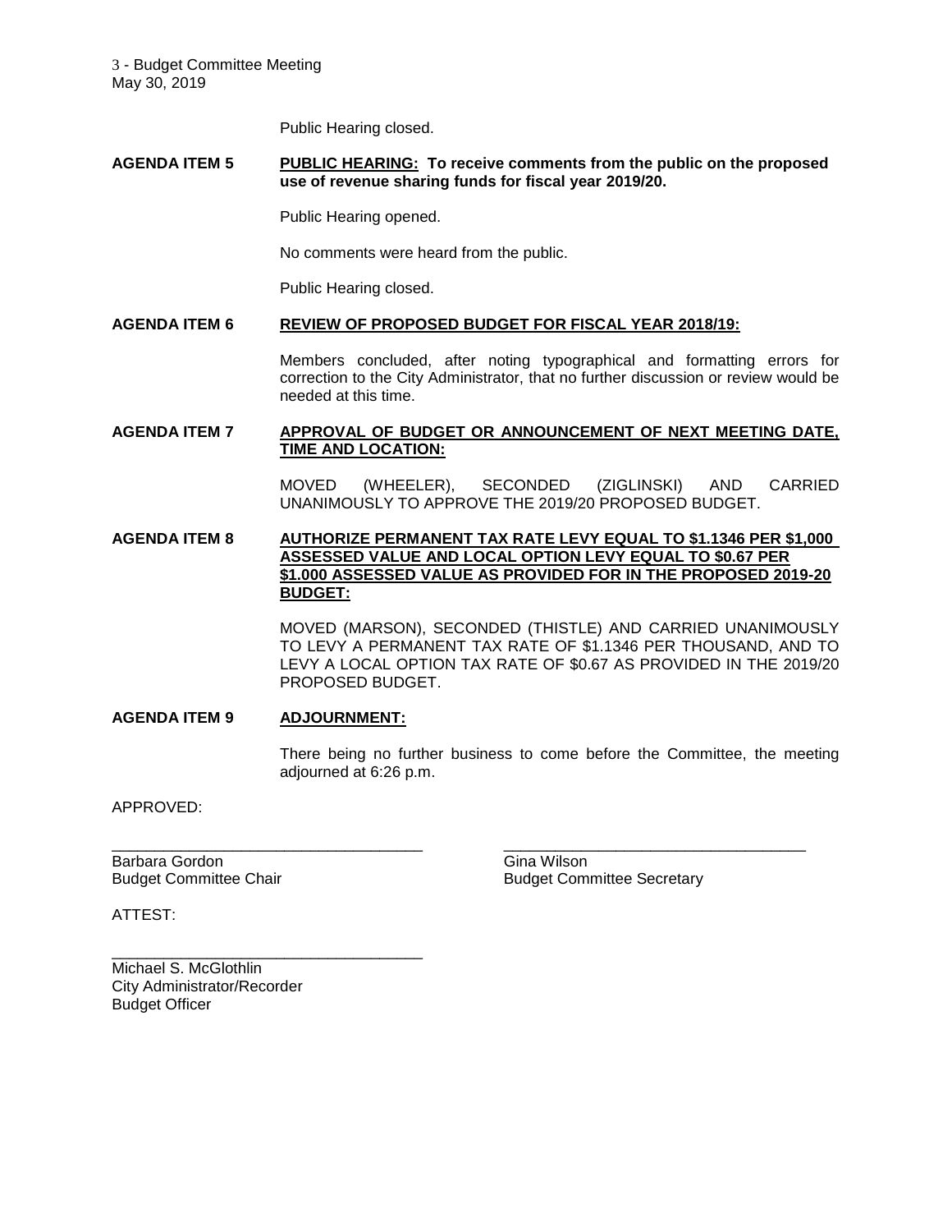Public Hearing closed.

**AGENDA ITEM 5** **PUBLIC HEARING: To receive comments from the public on the proposed use of revenue sharing funds for fiscal year 2019/20.**

Public Hearing opened.

No comments were heard from the public.

Public Hearing closed.

**AGENDA ITEM 6** **REVIEW OF PROPOSED BUDGET FOR FISCAL YEAR 2018/19:**

Members concluded, after noting typographical and formatting errors for correction to the City Administrator, that no further discussion or review would be needed at this time.

**AGENDA ITEM 7** **APPROVAL OF BUDGET OR ANNOUNCEMENT OF NEXT MEETING DATE, TIME AND LOCATION:**

MOVED (WHEELER), SECONDED (ZIGLINSKI) AND CARRIED UNANIMOUSLY TO APPROVE THE 2019/20 PROPOSED BUDGET.

**AGENDA ITEM 8** **AUTHORIZE PERMANENT TAX RATE LEVY EQUAL TO $1.1346 PER $1,000 ASSESSED VALUE AND LOCAL OPTION LEVY EQUAL TO $0.67 PER $1.000 ASSESSED VALUE AS PROVIDED FOR IN THE PROPOSED 2019-20 BUDGET:**

MOVED (MARSON), SECONDED (THISTLE) AND CARRIED UNANIMOUSLY TO LEVY A PERMANENT TAX RATE OF $1.1346 PER THOUSAND, AND TO LEVY A LOCAL OPTION TAX RATE OF $0.67 AS PROVIDED IN THE 2019/20 PROPOSED BUDGET.

**AGENDA ITEM 9** **ADJOURNMENT:**

There being no further business to come before the Committee, the meeting adjourned at 6:26 p.m.

APPROVED:

___________________________________

Barbara Gordon
Budget Committee Chair

___________________________________

Gina Wilson
Budget Committee Secretary

ATTEST:

___________________________________

Michael S. McGlothlin
City Administrator/Recorder
Budget Officer